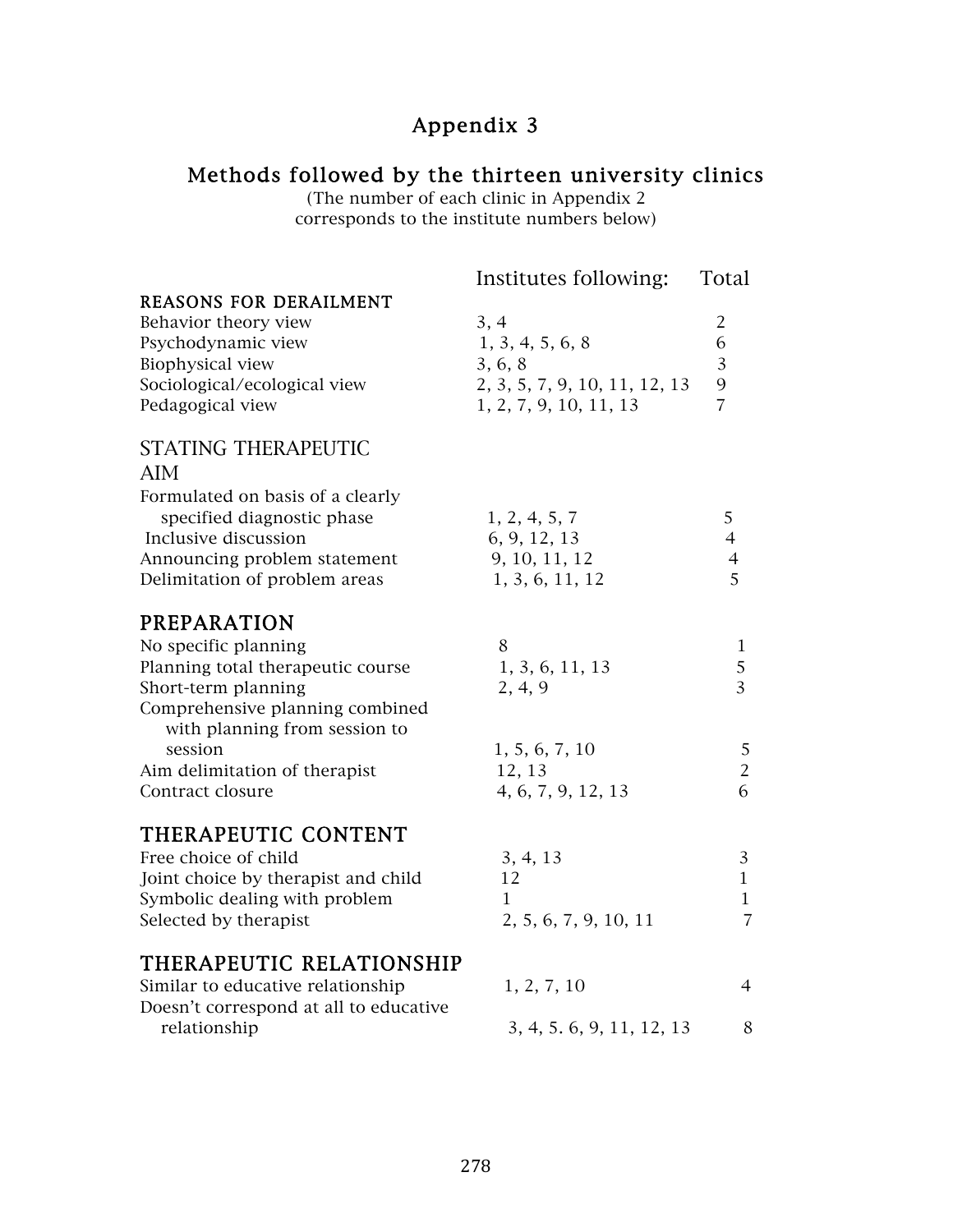# Appendix 3

## Methods followed by the thirteen university clinics

(The number of each clinic in Appendix 2 corresponds to the institute numbers below)

| | Institutes following: | Total |
|---|---|---|
| **REASONS FOR DERAILMENT** | | |
| Behavior theory view | 3, 4 | 2 |
| Psychodynamic view | 1, 3, 4, 5, 6, 8 | 6 |
| Biophysical view | 3, 6, 8 | 3 |
| Sociological/ecological view | 2, 3, 5, 7, 9, 10, 11, 12, 13 | 9 |
| Pedagogical view | 1, 2, 7, 9, 10, 11, 13 | 7 |
| **STATING THERAPEUTIC AIM** | | |
| Formulated on basis of a clearly specified diagnostic phase | 1, 2, 4, 5, 7 | 5 |
| Inclusive discussion | 6, 9, 12, 13 | 4 |
| Announcing problem statement | 9, 10, 11, 12 | 4 |
| Delimitation of problem areas | 1, 3, 6, 11, 12 | 5 |
| **PREPARATION** | | |
| No specific planning | 8 | 1 |
| Planning total therapeutic course | 1, 3, 6, 11, 13 | 5 |
| Short-term planning | 2, 4, 9 | 3 |
| Comprehensive planning combined with planning from session to session | 1, 5, 6, 7, 10 | 5 |
| Aim delimitation of therapist | 12, 13 | 2 |
| Contract closure | 4, 6, 7, 9, 12, 13 | 6 |
| **THERAPEUTIC CONTENT** | | |
| Free choice of child | 3, 4, 13 | 3 |
| Joint choice by therapist and child | 12 | 1 |
| Symbolic dealing with problem | 1 | 1 |
| Selected by therapist | 2, 5, 6, 7, 9, 10, 11 | 7 |
| **THERAPEUTIC RELATIONSHIP** | | |
| Similar to educative relationship | 1, 2, 7, 10 | 4 |
| Doesn't correspond at all to educative relationship | 3, 4, 5. 6, 9, 11, 12, 13 | 8 |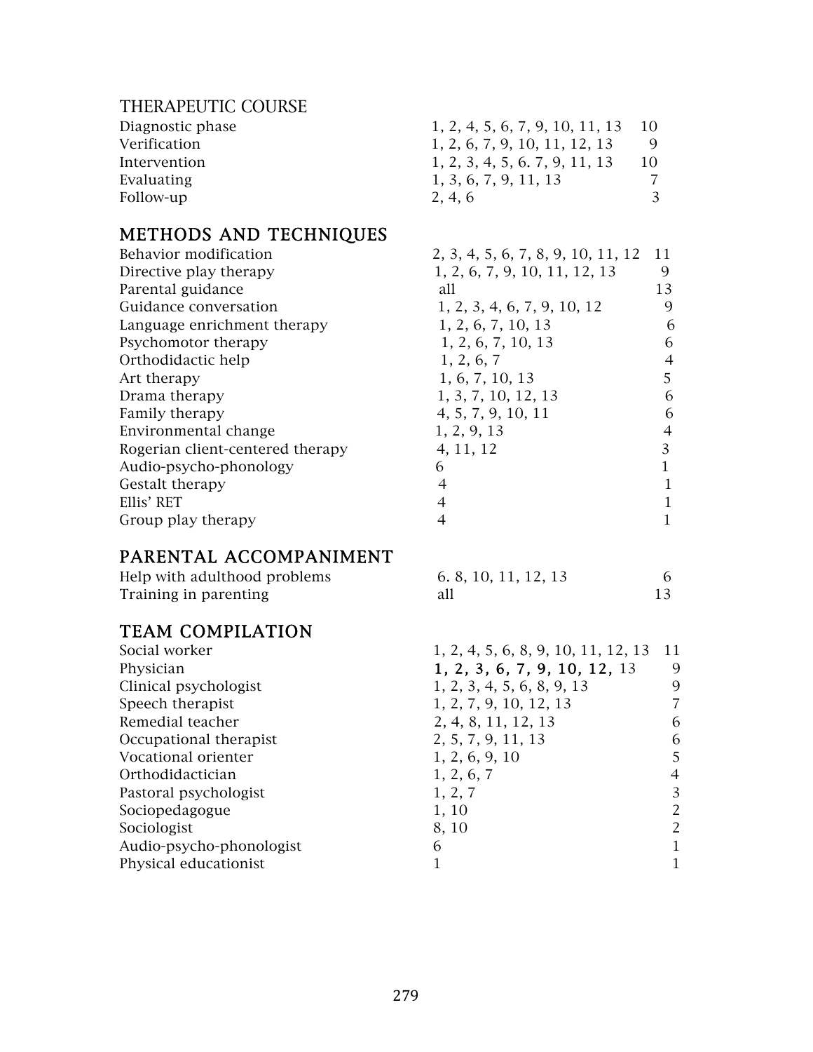| | | |
|---|---|---|
| **THERAPEUTIC COURSE** | | |
| Diagnostic phase | 1, 2, 4, 5, 6, 7, 9, 10, 11, 13 | 10 |
| Verification | 1, 2, 6, 7, 9, 10, 11, 12, 13 | 9 |
| Intervention | 1, 2, 3, 4, 5, 6. 7, 9, 11, 13 | 10 |
| Evaluating | 1, 3, 6, 7, 9, 11, 13 | 7 |
| Follow-up | 2, 4, 6 | 3 |
| **METHODS AND TECHNIQUES** | | |
| Behavior modification | 2, 3, 4, 5, 6, 7, 8, 9, 10, 11, 12 | 11 |
| Directive play therapy | 1, 2, 6, 7, 9, 10, 11, 12, 13 | 9 |
| Parental guidance | all | 13 |
| Guidance conversation | 1, 2, 3, 4, 6, 7, 9, 10, 12 | 9 |
| Language enrichment therapy | 1, 2, 6, 7, 10, 13 | 6 |
| Psychomotor therapy | 1, 2, 6, 7, 10, 13 | 6 |
| Orthodidactic help | 1, 2, 6, 7 | 4 |
| Art therapy | 1, 6, 7, 10, 13 | 5 |
| Drama therapy | 1, 3, 7, 10, 12, 13 | 6 |
| Family therapy | 4, 5, 7, 9, 10, 11 | 6 |
| Environmental change | 1, 2, 9, 13 | 4 |
| Rogerian client-centered therapy | 4, 11, 12 | 3 |
| Audio-psycho-phonology | 6 | 1 |
| Gestalt therapy | 4 | 1 |
| Ellis' RET | 4 | 1 |
| Group play therapy | 4 | 1 |
| **PARENTAL ACCOMPANIMENT** | | |
| Help with adulthood problems | 6. 8, 10, 11, 12, 13 | 6 |
| Training in parenting | all | 13 |
| **TEAM COMPILATION** | | |
| Social worker | 1, 2, 4, 5, 6, 8, 9, 10, 11, 12, 13 | 11 |
| Physician | 1, 2, 3, 6, 7, 9, 10, 12, 13 | 9 |
| Clinical psychologist | 1, 2, 3, 4, 5, 6, 8, 9, 13 | 9 |
| Speech therapist | 1, 2, 7, 9, 10, 12, 13 | 7 |
| Remedial teacher | 2, 4, 8, 11, 12, 13 | 6 |
| Occupational therapist | 2, 5, 7, 9, 11, 13 | 6 |
| Vocational orienter | 1, 2, 6, 9, 10 | 5 |
| Orthodidactician | 1, 2, 6, 7 | 4 |
| Pastoral psychologist | 1, 2, 7 | 3 |
| Sociopedagogue | 1, 10 | 2 |
| Sociologist | 8, 10 | 2 |
| Audio-psycho-phonologist | 6 | 1 |
| Physical educationist | 1 | 1 |